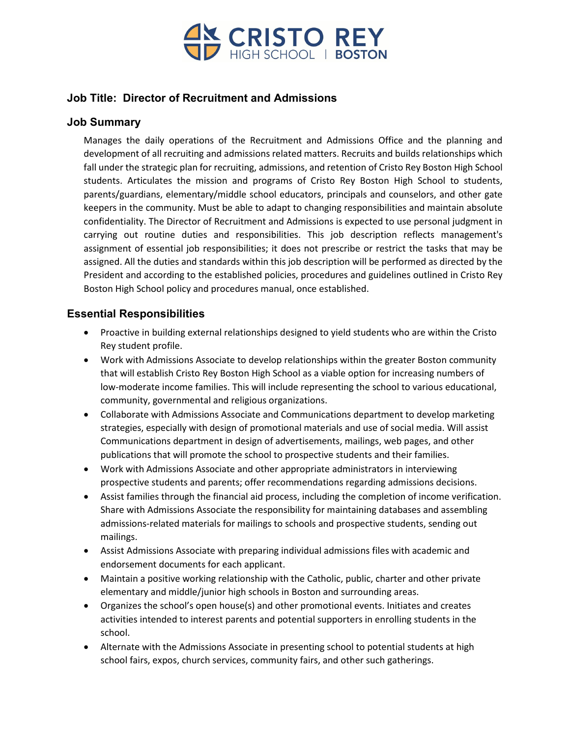CRISTO REY HIGH SCHOOL | BOSTON

## Job Title: Director of Recruitment and Admissions

## Job Summary

Manages the daily operations of the Recruitment and Admissions Office and the planning and development of all recruiting and admissions related matters. Recruits and builds relationships which fall under the strategic plan for recruiting, admissions, and retention of Cristo Rey Boston High School students. Articulates the mission and programs of Cristo Rey Boston High School to students, parents/guardians, elementary/middle school educators, principals and counselors, and other gate keepers in the community. Must be able to adapt to changing responsibilities and maintain absolute confidentiality. The Director of Recruitment and Admissions is expected to use personal judgment in carrying out routine duties and responsibilities. This job description reflects management's assignment of essential job responsibilities; it does not prescribe or restrict the tasks that may be assigned. All the duties and standards within this job description will be performed as directed by the President and according to the established policies, procedures and guidelines outlined in Cristo Rey Boston High School policy and procedures manual, once established.

## Essential Responsibilities

- Proactive in building external relationships designed to yield students who are within the Cristo Rey student profile.
- Work with Admissions Associate to develop relationships within the greater Boston community that will establish Cristo Rey Boston High School as a viable option for increasing numbers of low-moderate income families. This will include representing the school to various educational, community, governmental and religious organizations.
- Collaborate with Admissions Associate and Communications department to develop marketing strategies, especially with design of promotional materials and use of social media. Will assist Communications department in design of advertisements, mailings, web pages, and other publications that will promote the school to prospective students and their families.
- Work with Admissions Associate and other appropriate administrators in interviewing prospective students and parents; offer recommendations regarding admissions decisions.
- Assist families through the financial aid process, including the completion of income verification. Share with Admissions Associate the responsibility for maintaining databases and assembling admissions-related materials for mailings to schools and prospective students, sending out mailings.
- Assist Admissions Associate with preparing individual admissions files with academic and endorsement documents for each applicant.
- Maintain a positive working relationship with the Catholic, public, charter and other private elementary and middle/junior high schools in Boston and surrounding areas.
- Organizes the school's open house(s) and other promotional events. Initiates and creates activities intended to interest parents and potential supporters in enrolling students in the school.
- Alternate with the Admissions Associate in presenting school to potential students at high school fairs, expos, church services, community fairs, and other such gatherings.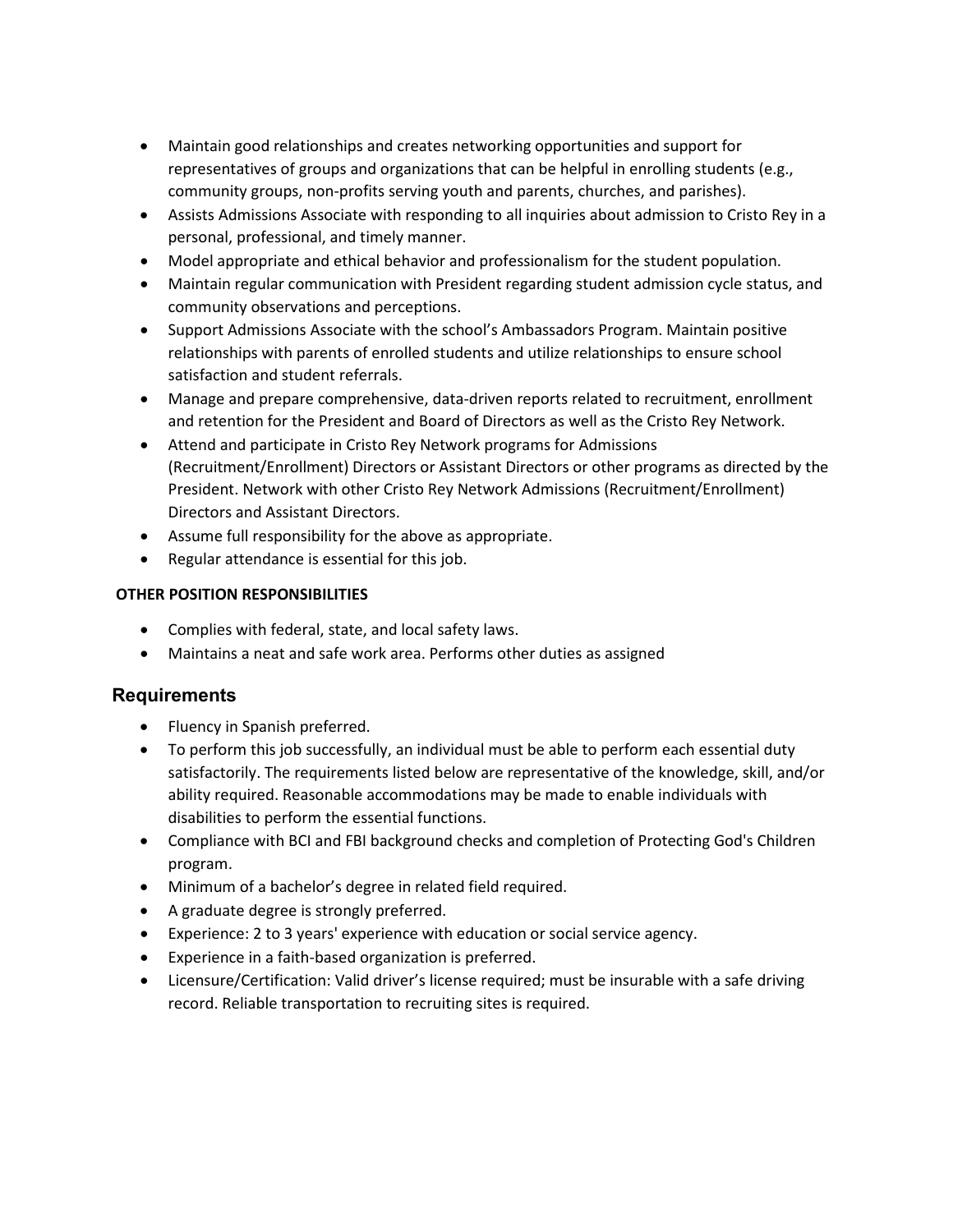- Maintain good relationships and creates networking opportunities and support for representatives of groups and organizations that can be helpful in enrolling students (e.g., community groups, non-profits serving youth and parents, churches, and parishes).
- Assists Admissions Associate with responding to all inquiries about admission to Cristo Rey in a personal, professional, and timely manner.
- Model appropriate and ethical behavior and professionalism for the student population.
- Maintain regular communication with President regarding student admission cycle status, and community observations and perceptions.
- Support Admissions Associate with the school's Ambassadors Program. Maintain positive relationships with parents of enrolled students and utilize relationships to ensure school satisfaction and student referrals.
- Manage and prepare comprehensive, data-driven reports related to recruitment, enrollment and retention for the President and Board of Directors as well as the Cristo Rey Network.
- Attend and participate in Cristo Rey Network programs for Admissions (Recruitment/Enrollment) Directors or Assistant Directors or other programs as directed by the President. Network with other Cristo Rey Network Admissions (Recruitment/Enrollment) Directors and Assistant Directors.
- Assume full responsibility for the above as appropriate.
- Regular attendance is essential for this job.

**OTHER POSITION RESPONSIBILITIES**

- Complies with federal, state, and local safety laws.
- Maintains a neat and safe work area. Performs other duties as assigned

## Requirements

- Fluency in Spanish preferred.
- To perform this job successfully, an individual must be able to perform each essential duty satisfactorily. The requirements listed below are representative of the knowledge, skill, and/or ability required. Reasonable accommodations may be made to enable individuals with disabilities to perform the essential functions.
- Compliance with BCI and FBI background checks and completion of Protecting God's Children program.
- Minimum of a bachelor's degree in related field required.
- A graduate degree is strongly preferred.
- Experience: 2 to 3 years' experience with education or social service agency.
- Experience in a faith-based organization is preferred.
- Licensure/Certification: Valid driver's license required; must be insurable with a safe driving record. Reliable transportation to recruiting sites is required.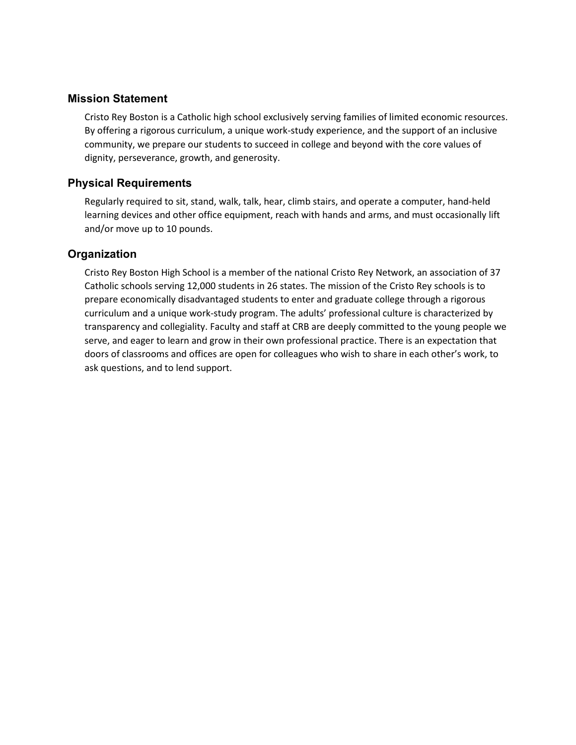## Mission Statement

Cristo Rey Boston is a Catholic high school exclusively serving families of limited economic resources. By offering a rigorous curriculum, a unique work-study experience, and the support of an inclusive community, we prepare our students to succeed in college and beyond with the core values of dignity, perseverance, growth, and generosity.

## Physical Requirements

Regularly required to sit, stand, walk, talk, hear, climb stairs, and operate a computer, hand-held learning devices and other office equipment, reach with hands and arms, and must occasionally lift and/or move up to 10 pounds.

## Organization

Cristo Rey Boston High School is a member of the national Cristo Rey Network, an association of 37 Catholic schools serving 12,000 students in 26 states. The mission of the Cristo Rey schools is to prepare economically disadvantaged students to enter and graduate college through a rigorous curriculum and a unique work-study program. The adults' professional culture is characterized by transparency and collegiality. Faculty and staff at CRB are deeply committed to the young people we serve, and eager to learn and grow in their own professional practice. There is an expectation that doors of classrooms and offices are open for colleagues who wish to share in each other's work, to ask questions, and to lend support.